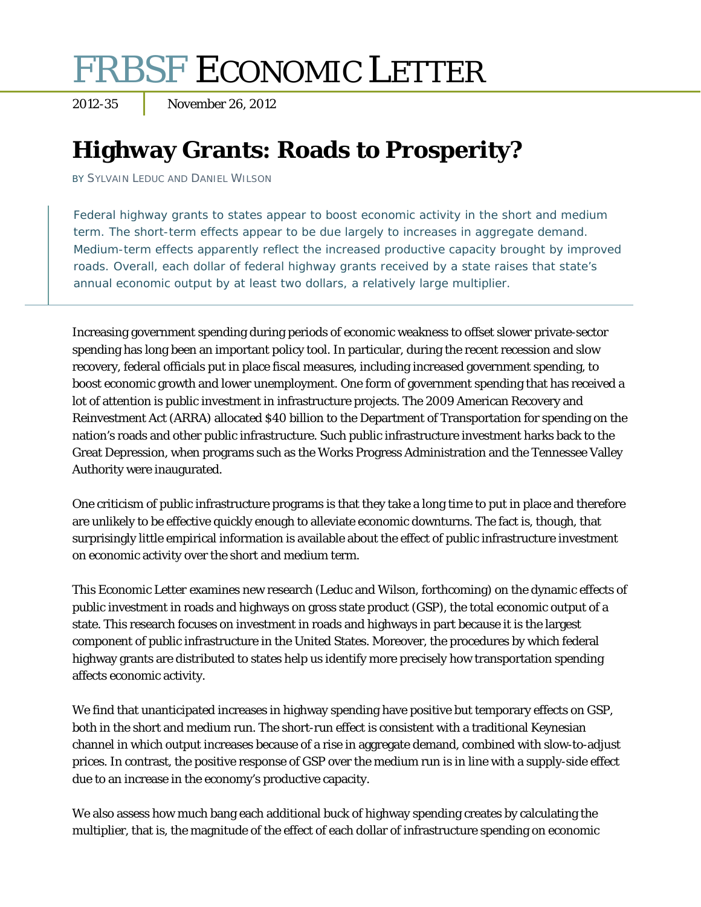# FRBSF ECONOMIC LETTER

2012-35 | November 26, 2012

## Highway Grants: Roads to Prosperity?

BY SYLVAIN LEDUC AND DANIEL WILSON

> Federal highway grants to states appear to boost economic activity in the short and medium term. The short-term effects appear to be due largely to increases in aggregate demand. Medium-term effects apparently reflect the increased productive capacity brought by improved roads. Overall, each dollar of federal highway grants received by a state raises that state's annual economic output by at least two dollars, a relatively large multiplier.

Increasing government spending during periods of economic weakness to offset slower private-sector spending has long been an important policy tool. In particular, during the recent recession and slow recovery, federal officials put in place fiscal measures, including increased government spending, to boost economic growth and lower unemployment. One form of government spending that has received a lot of attention is public investment in infrastructure projects. The 2009 American Recovery and Reinvestment Act (ARRA) allocated $40 billion to the Department of Transportation for spending on the nation's roads and other public infrastructure. Such public infrastructure investment harks back to the Great Depression, when programs such as the Works Progress Administration and the Tennessee Valley Authority were inaugurated.

One criticism of public infrastructure programs is that they take a long time to put in place and therefore are unlikely to be effective quickly enough to alleviate economic downturns. The fact is, though, that surprisingly little empirical information is available about the effect of public infrastructure investment on economic activity over the short and medium term.

This Economic Letter examines new research (Leduc and Wilson, forthcoming) on the dynamic effects of public investment in roads and highways on gross state product (GSP), the total economic output of a state. This research focuses on investment in roads and highways in part because it is the largest component of public infrastructure in the United States. Moreover, the procedures by which federal highway grants are distributed to states help us identify more precisely how transportation spending affects economic activity.

We find that unanticipated increases in highway spending have positive but temporary effects on GSP, both in the short and medium run. The short-run effect is consistent with a traditional Keynesian channel in which output increases because of a rise in aggregate demand, combined with slow-to-adjust prices. In contrast, the positive response of GSP over the medium run is in line with a supply-side effect due to an increase in the economy's productive capacity.

We also assess how much bang each additional buck of highway spending creates by calculating the multiplier, that is, the magnitude of the effect of each dollar of infrastructure spending on economic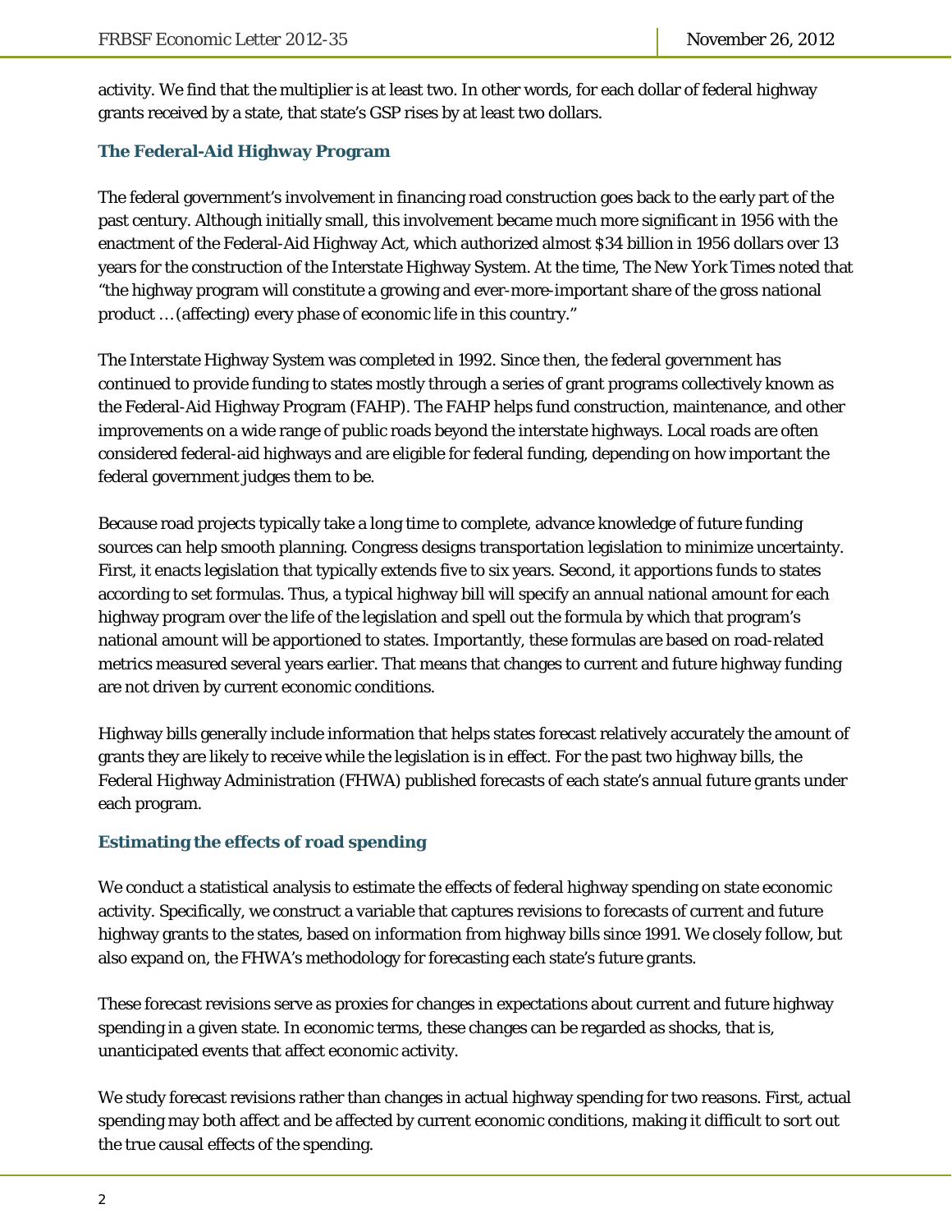activity. We find that the multiplier is at least two. In other words, for each dollar of federal highway grants received by a state, that state's GSP rises by at least two dollars.

### The Federal-Aid Highway Program

The federal government's involvement in financing road construction goes back to the early part of the past century. Although initially small, this involvement became much more significant in 1956 with the enactment of the Federal-Aid Highway Act, which authorized almost $34 billion in 1956 dollars over 13 years for the construction of the Interstate Highway System. At the time, The New York Times noted that "the highway program will constitute a growing and ever-more-important share of the gross national product … (affecting) every phase of economic life in this country."

The Interstate Highway System was completed in 1992. Since then, the federal government has continued to provide funding to states mostly through a series of grant programs collectively known as the Federal-Aid Highway Program (FAHP). The FAHP helps fund construction, maintenance, and other improvements on a wide range of public roads beyond the interstate highways. Local roads are often considered federal-aid highways and are eligible for federal funding, depending on how important the federal government judges them to be.

Because road projects typically take a long time to complete, advance knowledge of future funding sources can help smooth planning. Congress designs transportation legislation to minimize uncertainty. First, it enacts legislation that typically extends five to six years. Second, it apportions funds to states according to set formulas. Thus, a typical highway bill will specify an annual national amount for each highway program over the life of the legislation and spell out the formula by which that program's national amount will be apportioned to states. Importantly, these formulas are based on road-related metrics measured several years earlier. That means that changes to current and future highway funding are not driven by current economic conditions.

Highway bills generally include information that helps states forecast relatively accurately the amount of grants they are likely to receive while the legislation is in effect. For the past two highway bills, the Federal Highway Administration (FHWA) published forecasts of each state's annual future grants under each program.

### Estimating the effects of road spending

We conduct a statistical analysis to estimate the effects of federal highway spending on state economic activity. Specifically, we construct a variable that captures revisions to forecasts of current and future highway grants to the states, based on information from highway bills since 1991. We closely follow, but also expand on, the FHWA's methodology for forecasting each state's future grants.

These forecast revisions serve as proxies for changes in expectations about current and future highway spending in a given state. In economic terms, these changes can be regarded as shocks, that is, unanticipated events that affect economic activity.

We study forecast revisions rather than changes in actual highway spending for two reasons. First, actual spending may both affect and be affected by current economic conditions, making it difficult to sort out the true causal effects of the spending.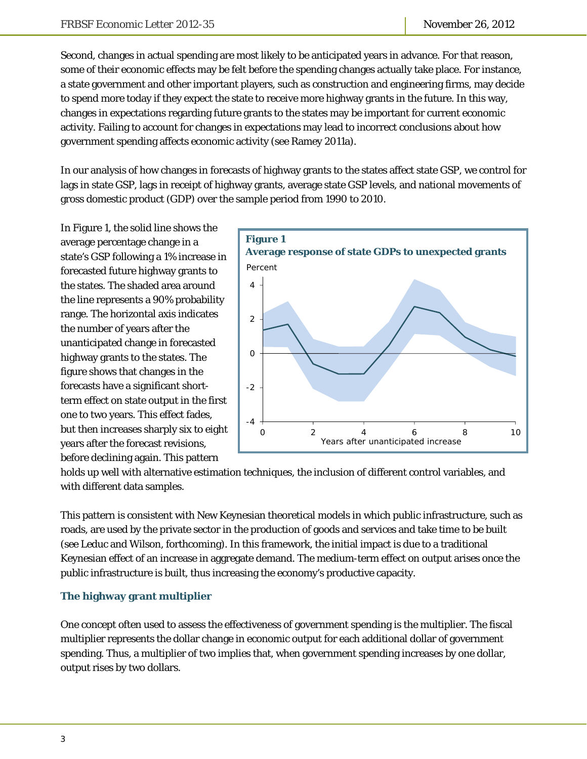Second, changes in actual spending are most likely to be anticipated years in advance. For that reason, some of their economic effects may be felt before the spending changes actually take place. For instance, a state government and other important players, such as construction and engineering firms, may decide to spend more today if they expect the state to receive more highway grants in the future. In this way, changes in expectations regarding future grants to the states may be important for current economic activity. Failing to account for changes in expectations may lead to incorrect conclusions about how government spending affects economic activity (see Ramey 2011a).

In our analysis of how changes in forecasts of highway grants to the states affect state GSP, we control for lags in state GSP, lags in receipt of highway grants, average state GSP levels, and national movements of gross domestic product (GDP) over the sample period from 1990 to 2010.

In Figure 1, the solid line shows the average percentage change in a state's GSP following a 1% increase in forecasted future highway grants to the states. The shaded area around the line represents a 90% probability range. The horizontal axis indicates the number of years after the unanticipated change in forecasted highway grants to the states. The figure shows that changes in the forecasts have a significant short-term effect on state output in the first one to two years. This effect fades, but then increases sharply six to eight years after the forecast revisions, before declining again. This pattern holds up well with alternative estimation techniques, the inclusion of different control variables, and with different data samples.

**Figure 1**
**Average response of state GDPs to unexpected grants**

This pattern is consistent with New Keynesian theoretical models in which public infrastructure, such as roads, are used by the private sector in the production of goods and services and take time to be built (see Leduc and Wilson, forthcoming). In this framework, the initial impact is due to a traditional Keynesian effect of an increase in aggregate demand. The medium-term effect on output arises once the public infrastructure is built, thus increasing the economy's productive capacity.

### The highway grant multiplier

One concept often used to assess the effectiveness of government spending is the multiplier. The fiscal multiplier represents the dollar change in economic output for each additional dollar of government spending. Thus, a multiplier of two implies that, when government spending increases by one dollar, output rises by two dollars.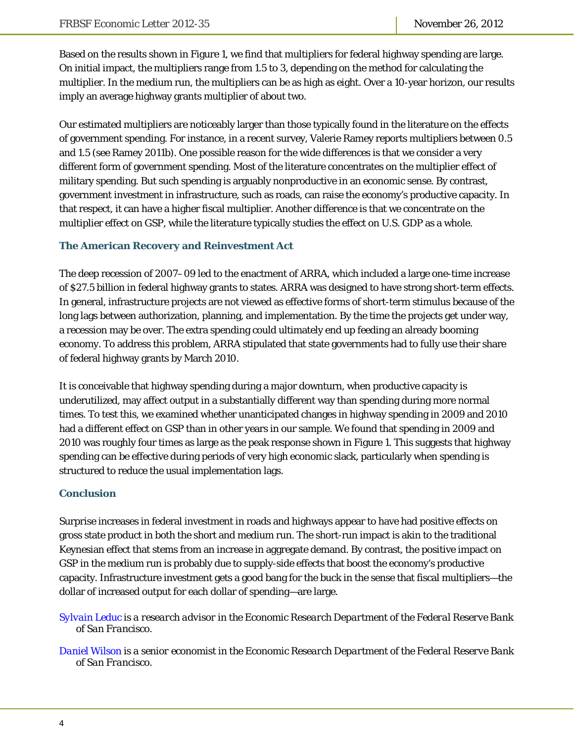Based on the results shown in Figure 1, we find that multipliers for federal highway spending are large. On initial impact, the multipliers range from 1.5 to 3, depending on the method for calculating the multiplier. In the medium run, the multipliers can be as high as eight. Over a 10-year horizon, our results imply an average highway grants multiplier of about two.

Our estimated multipliers are noticeably larger than those typically found in the literature on the effects of government spending. For instance, in a recent survey, Valerie Ramey reports multipliers between 0.5 and 1.5 (see Ramey 2011b). One possible reason for the wide differences is that we consider a very different form of government spending. Most of the literature concentrates on the multiplier effect of military spending. But such spending is arguably nonproductive in an economic sense. By contrast, government investment in infrastructure, such as roads, can raise the economy's productive capacity. In that respect, it can have a higher fiscal multiplier. Another difference is that we concentrate on the multiplier effect on GSP, while the literature typically studies the effect on U.S. GDP as a whole.

### The American Recovery and Reinvestment Act

The deep recession of 2007–09 led to the enactment of ARRA, which included a large one-time increase of $27.5 billion in federal highway grants to states. ARRA was designed to have strong short-term effects. In general, infrastructure projects are not viewed as effective forms of short-term stimulus because of the long lags between authorization, planning, and implementation. By the time the projects get under way, a recession may be over. The extra spending could ultimately end up feeding an already booming economy. To address this problem, ARRA stipulated that state governments had to fully use their share of federal highway grants by March 2010.

It is conceivable that highway spending during a major downturn, when productive capacity is underutilized, may affect output in a substantially different way than spending during more normal times. To test this, we examined whether unanticipated changes in highway spending in 2009 and 2010 had a different effect on GSP than in other years in our sample. We found that spending in 2009 and 2010 was roughly four times as large as the peak response shown in Figure 1. This suggests that highway spending can be effective during periods of very high economic slack, particularly when spending is structured to reduce the usual implementation lags.

### Conclusion

Surprise increases in federal investment in roads and highways appear to have had positive effects on gross state product in both the short and medium run. The short-run impact is akin to the traditional Keynesian effect that stems from an increase in aggregate demand. By contrast, the positive impact on GSP in the medium run is probably due to supply-side effects that boost the economy's productive capacity. Infrastructure investment gets a good bang for the buck in the sense that fiscal multipliers—the dollar of increased output for each dollar of spending—are large.

Sylvain Leduc *is a research advisor in the Economic Research Department of the Federal Reserve Bank of San Francisco.*

Daniel Wilson *is a senior economist in the Economic Research Department of the Federal Reserve Bank of San Francisco.*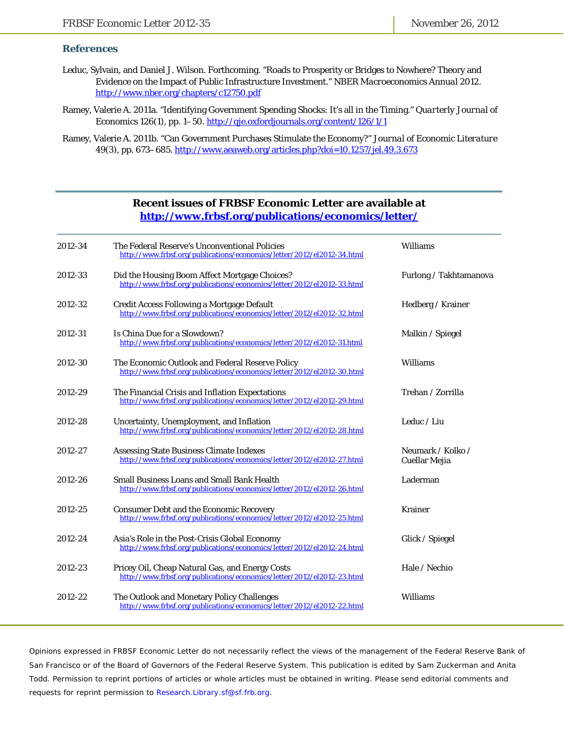## References

Leduc, Sylvain, and Daniel J. Wilson. Forthcoming. "Roads to Prosperity or Bridges to Nowhere? Theory and Evidence on the Impact of Public Infrastructure Investment." *NBER Macroeconomics Annual 2012.* http://www.nber.org/chapters/c12750.pdf

Ramey, Valerie A. 2011a. "Identifying Government Spending Shocks: It's all in the Timing." *Quarterly Journal of Economics* 126(1), pp. 1–50. http://qje.oxfordjournals.org/content/126/1/1

Ramey, Valerie A. 2011b. "Can Government Purchases Stimulate the Economy?" *Journal of Economic Literature* 49(3), pp. 673–685. http://www.aeaweb.org/articles.php?doi=10.1257/jel.49.3.673

**Recent issues of FRBSF Economic Letter are available at http://www.frbsf.org/publications/economics/letter/**

| | | |
|---|---|---|
| 2012-34 | The Federal Reserve's Unconventional Policies http://www.frbsf.org/publications/economics/letter/2012/el2012-34.html | Williams |
| 2012-33 | Did the Housing Boom Affect Mortgage Choices? http://www.frbsf.org/publications/economics/letter/2012/el2012-33.html | Furlong / Takhtamanova |
| 2012-32 | Credit Access Following a Mortgage Default http://www.frbsf.org/publications/economics/letter/2012/el2012-32.html | Hedberg / Krainer |
| 2012-31 | Is China Due for a Slowdown? http://www.frbsf.org/publications/economics/letter/2012/el2012-31.html | Malkin / Spiegel |
| 2012-30 | The Economic Outlook and Federal Reserve Policy http://www.frbsf.org/publications/economics/letter/2012/el2012-30.html | Williams |
| 2012-29 | The Financial Crisis and Inflation Expectations http://www.frbsf.org/publications/economics/letter/2012/el2012-29.html | Trehan / Zorrilla |
| 2012-28 | Uncertainty, Unemployment, and Inflation http://www.frbsf.org/publications/economics/letter/2012/el2012-28.html | Leduc / Liu |
| 2012-27 | Assessing State Business Climate Indexes http://www.frbsf.org/publications/economics/letter/2012/el2012-27.html | Neumark / Kolko / Cuellar Mejia |
| 2012-26 | Small Business Loans and Small Bank Health http://www.frbsf.org/publications/economics/letter/2012/el2012-26.html | Laderman |
| 2012-25 | Consumer Debt and the Economic Recovery http://www.frbsf.org/publications/economics/letter/2012/el2012-25.html | Krainer |
| 2012-24 | Asia's Role in the Post-Crisis Global Economy http://www.frbsf.org/publications/economics/letter/2012/el2012-24.html | Glick / Spiegel |
| 2012-23 | Pricey Oil, Cheap Natural Gas, and Energy Costs http://www.frbsf.org/publications/economics/letter/2012/el2012-23.html | Hale / Nechio |
| 2012-22 | The Outlook and Monetary Policy Challenges http://www.frbsf.org/publications/economics/letter/2012/el2012-22.html | Williams |

Opinions expressed in FRBSF Economic Letter do not necessarily reflect the views of the management of the Federal Reserve Bank of San Francisco or of the Board of Governors of the Federal Reserve System. This publication is edited by Sam Zuckerman and Anita Todd. Permission to reprint portions of articles or whole articles must be obtained in writing. Please send editorial comments and requests for reprint permission to Research.Library.sf@sf.frb.org.